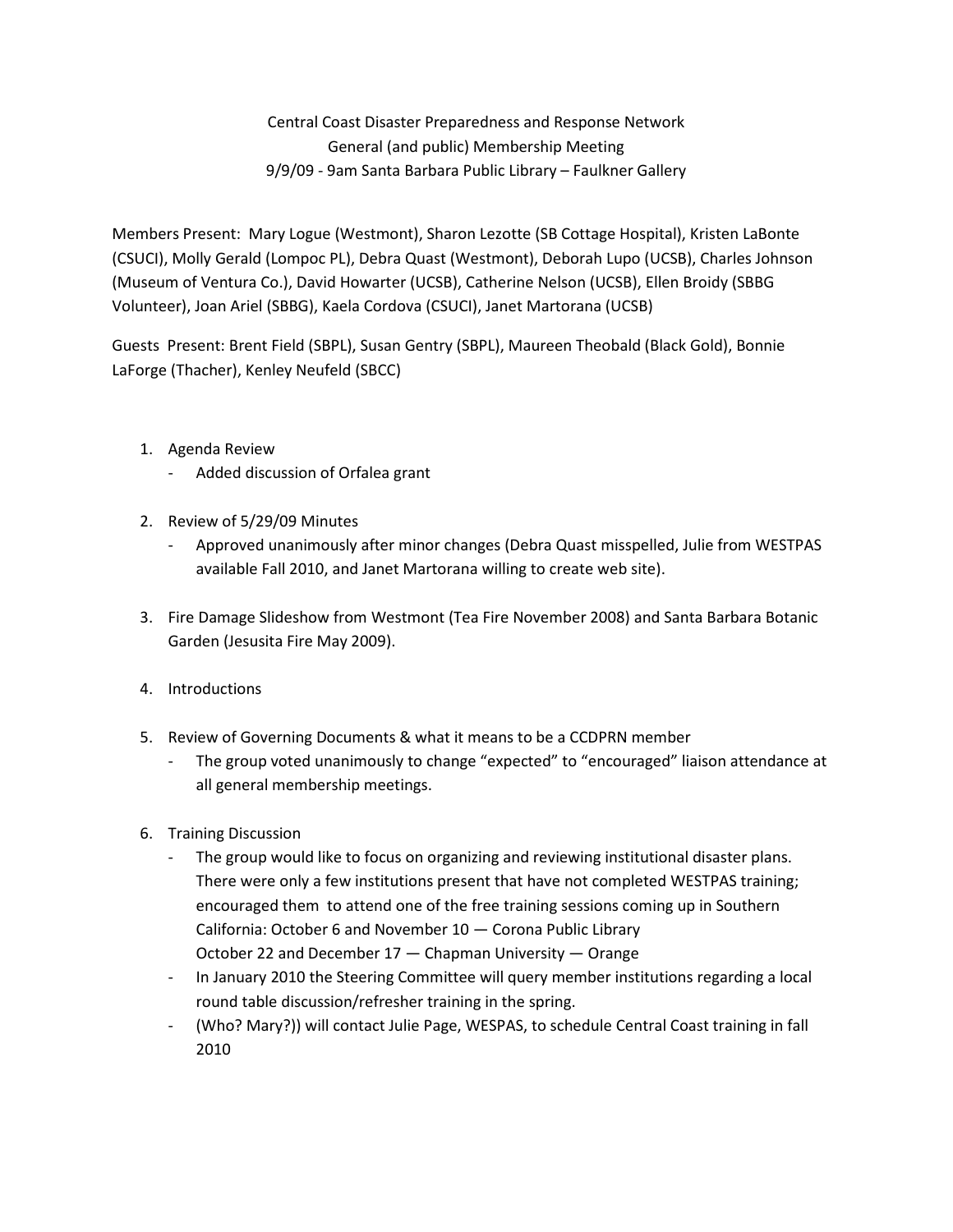Central Coast Disaster Preparedness and Response Network
General (and public) Membership Meeting
9/9/09 - 9am Santa Barbara Public Library – Faulkner Gallery

Members Present: Mary Logue (Westmont), Sharon Lezotte (SB Cottage Hospital), Kristen LaBonte (CSUCI), Molly Gerald (Lompoc PL), Debra Quast (Westmont), Deborah Lupo (UCSB), Charles Johnson (Museum of Ventura Co.), David Howarter (UCSB), Catherine Nelson (UCSB), Ellen Broidy (SBBG Volunteer), Joan Ariel (SBBG), Kaela Cordova (CSUCI), Janet Martorana (UCSB)

Guests Present: Brent Field (SBPL), Susan Gentry (SBPL), Maureen Theobald (Black Gold), Bonnie LaForge (Thacher), Kenley Neufeld (SBCC)

1. Agenda Review
   - Added discussion of Orfalea grant

2. Review of 5/29/09 Minutes
   - Approved unanimously after minor changes (Debra Quast misspelled, Julie from WESTPAS available Fall 2010, and Janet Martorana willing to create web site).

3. Fire Damage Slideshow from Westmont (Tea Fire November 2008) and Santa Barbara Botanic Garden (Jesusita Fire May 2009).

4. Introductions

5. Review of Governing Documents & what it means to be a CCDPRN member
   - The group voted unanimously to change "expected" to "encouraged" liaison attendance at all general membership meetings.

6. Training Discussion
   - The group would like to focus on organizing and reviewing institutional disaster plans. There were only a few institutions present that have not completed WESTPAS training; encouraged them to attend one of the free training sessions coming up in Southern California: October 6 and November 10 — Corona Public Library
     October 22 and December 17 — Chapman University — Orange
   - In January 2010 the Steering Committee will query member institutions regarding a local round table discussion/refresher training in the spring.
   - (Who? Mary?)) will contact Julie Page, WESPAS, to schedule Central Coast training in fall 2010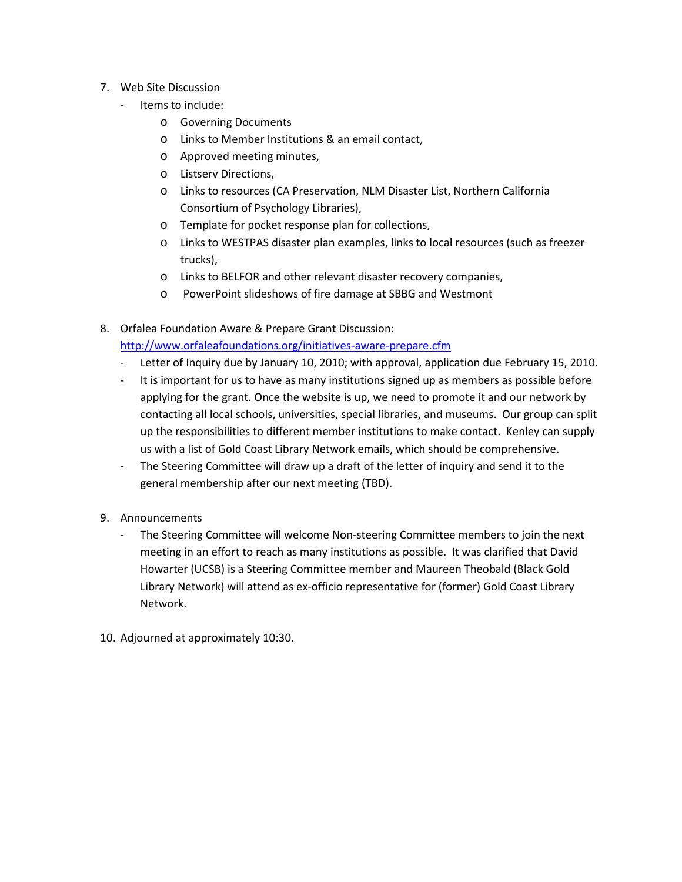7. Web Site Discussion
   - Items to include:
     - Governing Documents
     - Links to Member Institutions & an email contact,
     - Approved meeting minutes,
     - Listserv Directions,
     - Links to resources (CA Preservation, NLM Disaster List, Northern California Consortium of Psychology Libraries),
     - Template for pocket response plan for collections,
     - Links to WESTPAS disaster plan examples, links to local resources (such as freezer trucks),
     - Links to BELFOR and other relevant disaster recovery companies,
     - PowerPoint slideshows of fire damage at SBBG and Westmont

8. Orfalea Foundation Aware & Prepare Grant Discussion: [http://www.orfaleafoundations.org/initiatives-aware-prepare.cfm](http://www.orfaleafoundations.org/initiatives-aware-prepare.cfm)
   - Letter of Inquiry due by January 10, 2010; with approval, application due February 15, 2010.
   - It is important for us to have as many institutions signed up as members as possible before applying for the grant. Once the website is up, we need to promote it and our network by contacting all local schools, universities, special libraries, and museums. Our group can split up the responsibilities to different member institutions to make contact. Kenley can supply us with a list of Gold Coast Library Network emails, which should be comprehensive.
   - The Steering Committee will draw up a draft of the letter of inquiry and send it to the general membership after our next meeting (TBD).

9. Announcements
   - The Steering Committee will welcome Non-steering Committee members to join the next meeting in an effort to reach as many institutions as possible. It was clarified that David Howarter (UCSB) is a Steering Committee member and Maureen Theobald (Black Gold Library Network) will attend as ex-officio representative for (former) Gold Coast Library Network.

10. Adjourned at approximately 10:30.